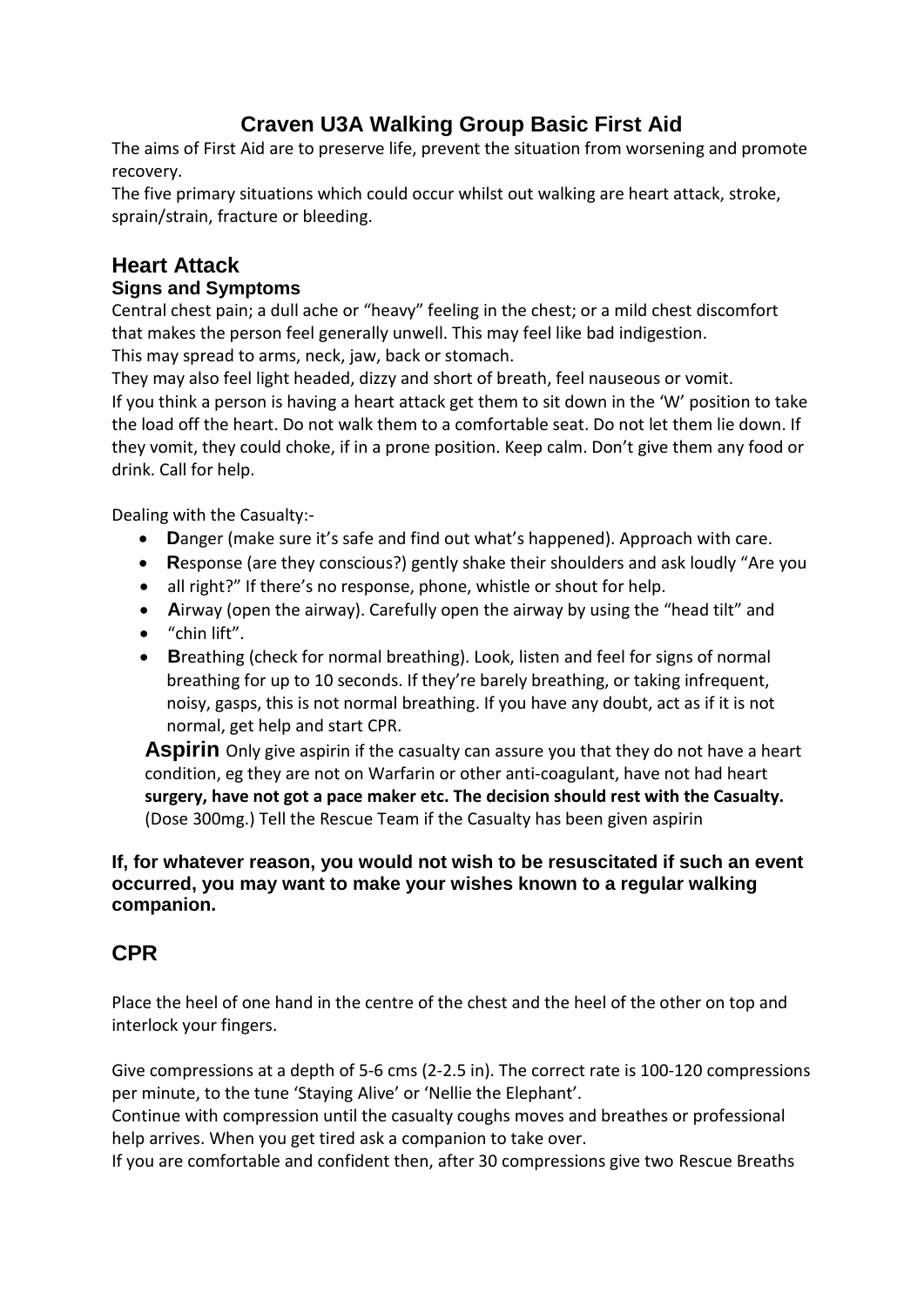# Craven U3A Walking Group Basic First Aid

The aims of First Aid are to preserve life, prevent the situation from worsening and promote recovery.

The five primary situations which could occur whilst out walking are heart attack, stroke, sprain/strain, fracture or bleeding.

## Heart Attack

### Signs and Symptoms

Central chest pain; a dull ache or "heavy" feeling in the chest; or a mild chest discomfort that makes the person feel generally unwell. This may feel like bad indigestion.

This may spread to arms, neck, jaw, back or stomach.

They may also feel light headed, dizzy and short of breath, feel nauseous or vomit.

If you think a person is having a heart attack get them to sit down in the 'W' position to take the load off the heart. Do not walk them to a comfortable seat. Do not let them lie down. If they vomit, they could choke, if in a prone position. Keep calm. Don't give them any food or drink. Call for help.

Dealing with the Casualty:-

- **D**anger (make sure it's safe and find out what's happened). Approach with care.
- **R**esponse (are they conscious?) gently shake their shoulders and ask loudly "Are you
- all right?" If there's no response, phone, whistle or shout for help.
- **A**irway (open the airway). Carefully open the airway by using the "head tilt" and
- "chin lift".
- **B**reathing (check for normal breathing). Look, listen and feel for signs of normal breathing for up to 10 seconds. If they're barely breathing, or taking infrequent, noisy, gasps, this is not normal breathing. If you have any doubt, act as if it is not normal, get help and start CPR.

**Aspirin** Only give aspirin if the casualty can assure you that they do not have a heart condition, eg they are not on Warfarin or other anti-coagulant, have not had heart **surgery, have not got a pace maker etc. The decision should rest with the Casualty.** (Dose 300mg.) Tell the Rescue Team if the Casualty has been given aspirin

**If, for whatever reason, you would not wish to be resuscitated if such an event occurred, you may want to make your wishes known to a regular walking companion.**

## CPR

Place the heel of one hand in the centre of the chest and the heel of the other on top and interlock your fingers.

Give compressions at a depth of 5-6 cms (2-2.5 in). The correct rate is 100-120 compressions per minute, to the tune 'Staying Alive' or 'Nellie the Elephant'.

Continue with compression until the casualty coughs moves and breathes or professional help arrives. When you get tired ask a companion to take over.

If you are comfortable and confident then, after 30 compressions give two Rescue Breaths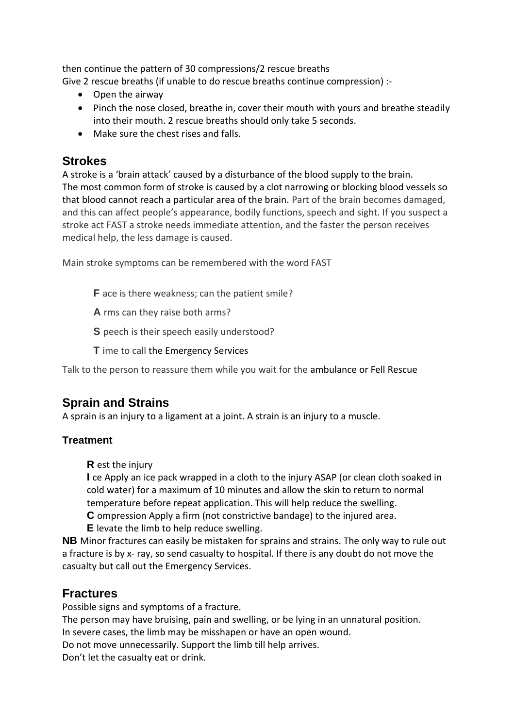then continue the pattern of 30 compressions/2 rescue breaths
Give 2 rescue breaths (if unable to do rescue breaths continue compression) :-

- Open the airway
- Pinch the nose closed, breathe in, cover their mouth with yours and breathe steadily into their mouth. 2 rescue breaths should only take 5 seconds.
- Make sure the chest rises and falls.

## Strokes

A stroke is a 'brain attack' caused by a disturbance of the blood supply to the brain.
The most common form of stroke is caused by a clot narrowing or blocking blood vessels so that blood cannot reach a particular area of the brain. Part of the brain becomes damaged, and this can affect people's appearance, bodily functions, speech and sight. If you suspect a stroke act FAST a stroke needs immediate attention, and the faster the person receives medical help, the less damage is caused.

Main stroke symptoms can be remembered with the word FAST

**F** ace is there weakness; can the patient smile?

**A** rms can they raise both arms?

**S** peech is their speech easily understood?

**T** ime to call the Emergency Services

Talk to the person to reassure them while you wait for the ambulance or Fell Rescue

## Sprain and Strains

A sprain is an injury to a ligament at a joint. A strain is an injury to a muscle.

### Treatment

**R** est the injury
**I** ce Apply an ice pack wrapped in a cloth to the injury ASAP (or clean cloth soaked in cold water) for a maximum of 10 minutes and allow the skin to return to normal temperature before repeat application. This will help reduce the swelling.
**C** ompression Apply a firm (not constrictive bandage) to the injured area.
**E** levate the limb to help reduce swelling.

**NB** Minor fractures can easily be mistaken for sprains and strains. The only way to rule out a fracture is by x- ray, so send casualty to hospital. If there is any doubt do not move the casualty but call out the Emergency Services.

## Fractures

Possible signs and symptoms of a fracture.
The person may have bruising, pain and swelling, or be lying in an unnatural position.
In severe cases, the limb may be misshapen or have an open wound.
Do not move unnecessarily. Support the limb till help arrives.
Don't let the casualty eat or drink.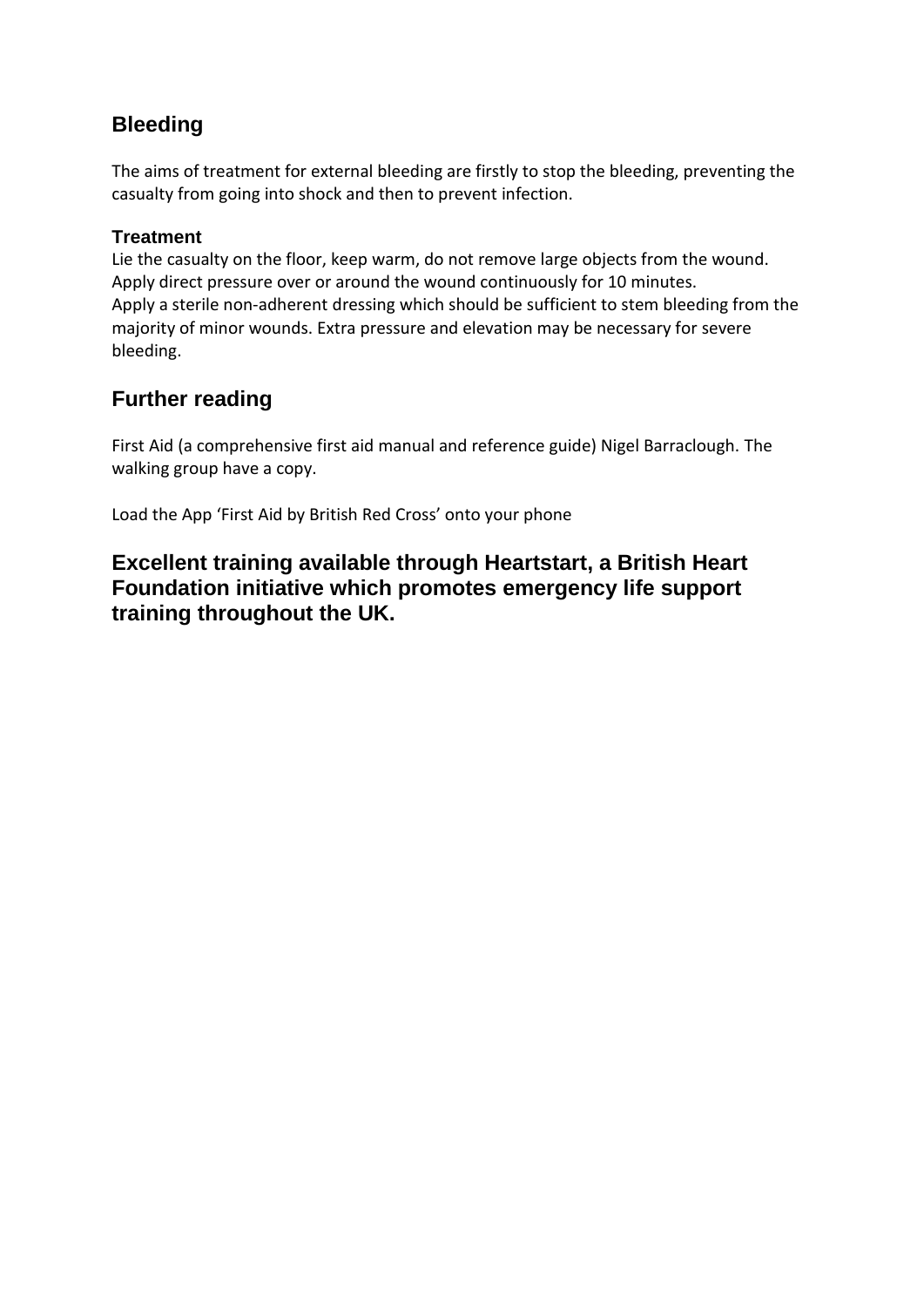## Bleeding

The aims of treatment for external bleeding are firstly to stop the bleeding, preventing the casualty from going into shock and then to prevent infection.

### Treatment

Lie the casualty on the floor, keep warm, do not remove large objects from the wound.
Apply direct pressure over or around the wound continuously for 10 minutes.
Apply a sterile non-adherent dressing which should be sufficient to stem bleeding from the majority of minor wounds. Extra pressure and elevation may be necessary for severe bleeding.

## Further reading

First Aid (a comprehensive first aid manual and reference guide) Nigel Barraclough. The walking group have a copy.

Load the App 'First Aid by British Red Cross' onto your phone

## Excellent training available through Heartstart, a British Heart Foundation initiative which promotes emergency life support training throughout the UK.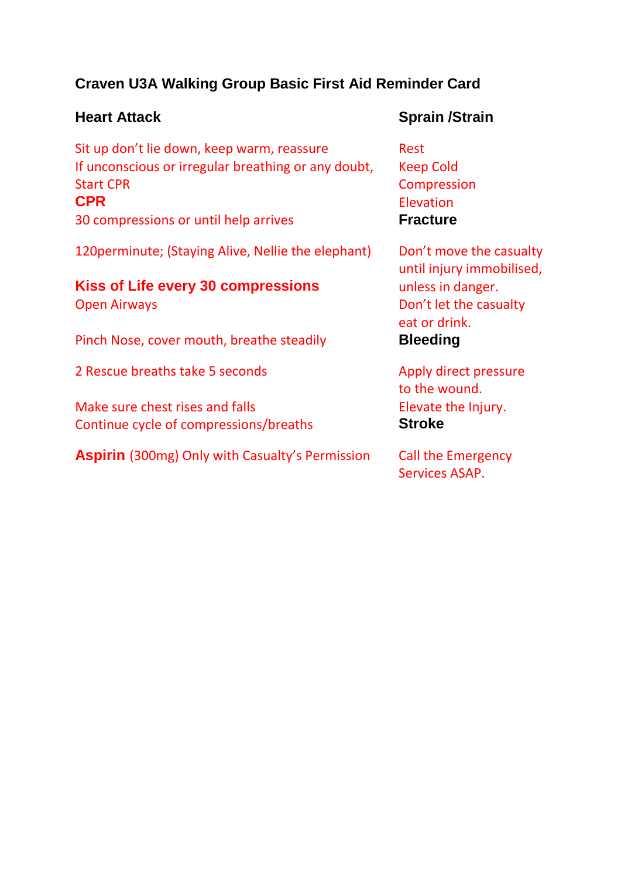## Craven U3A Walking Group Basic First Aid Reminder Card

### Heart Attack

Sit up don't lie down, keep warm, reassure
If unconscious or irregular breathing or any doubt,
Start CPR

**CPR**

30 compressions or until help arrives

120perminute; (Staying Alive, Nellie the elephant)

**Kiss of Life every 30 compressions**

Open Airways

Pinch Nose, cover mouth, breathe steadily

2 Rescue breaths take 5 seconds

Make sure chest rises and falls
Continue cycle of compressions/breaths

**Aspirin** (300mg) Only with Casualty's Permission

### Sprain /Strain

Rest
Keep Cold
Compression
Elevation

### Fracture

Don't move the casualty until injury immobilised, unless in danger.
Don't let the casualty eat or drink.

### Bleeding

Apply direct pressure to the wound.
Elevate the Injury.

### Stroke

Call the Emergency Services ASAP.